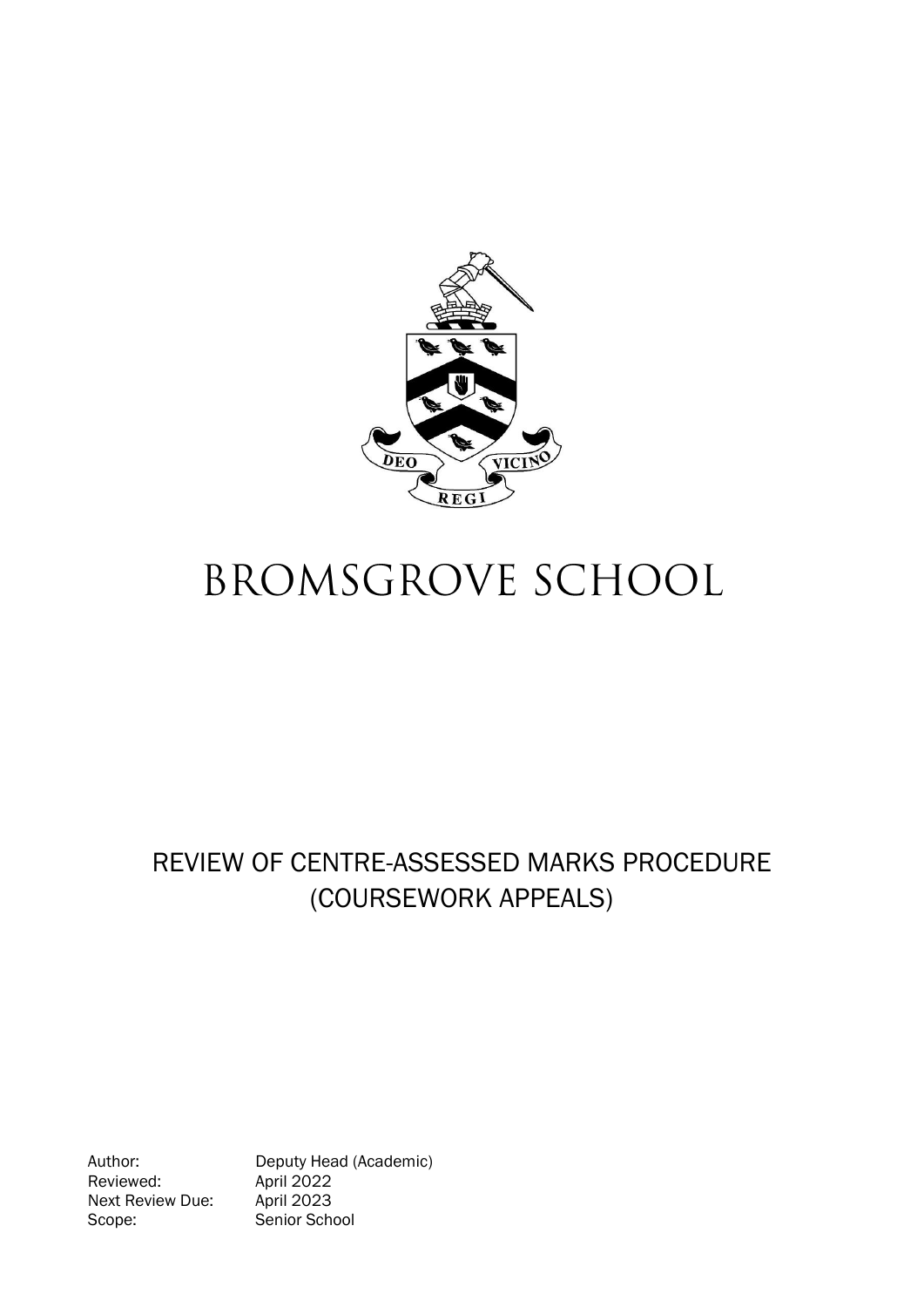# BROMSGROVE SCHOOL

## REVIEW OF CENTRE-ASSESSED MARKS PROCEDURE (COURSEWORK APPEALS)

| | |
|---|---|
| Author: | Deputy Head (Academic) |
| Reviewed: | April 2022 |
| Next Review Due: | April 2023 |
| Scope: | Senior School |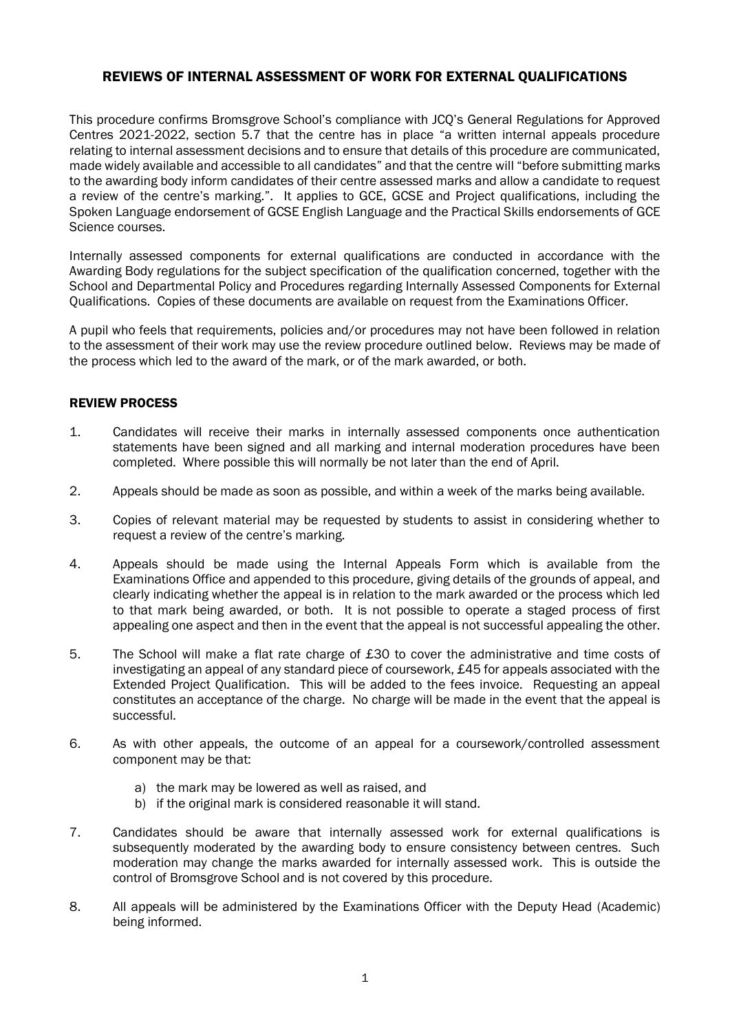## REVIEWS OF INTERNAL ASSESSMENT OF WORK FOR EXTERNAL QUALIFICATIONS

This procedure confirms Bromsgrove School's compliance with JCQ's General Regulations for Approved Centres 2021-2022, section 5.7 that the centre has in place "a written internal appeals procedure relating to internal assessment decisions and to ensure that details of this procedure are communicated, made widely available and accessible to all candidates" and that the centre will "before submitting marks to the awarding body inform candidates of their centre assessed marks and allow a candidate to request a review of the centre's marking.". It applies to GCE, GCSE and Project qualifications, including the Spoken Language endorsement of GCSE English Language and the Practical Skills endorsements of GCE Science courses.

Internally assessed components for external qualifications are conducted in accordance with the Awarding Body regulations for the subject specification of the qualification concerned, together with the School and Departmental Policy and Procedures regarding Internally Assessed Components for External Qualifications. Copies of these documents are available on request from the Examinations Officer.

A pupil who feels that requirements, policies and/or procedures may not have been followed in relation to the assessment of their work may use the review procedure outlined below. Reviews may be made of the process which led to the award of the mark, or of the mark awarded, or both.

### REVIEW PROCESS

1. Candidates will receive their marks in internally assessed components once authentication statements have been signed and all marking and internal moderation procedures have been completed. Where possible this will normally be not later than the end of April.
2. Appeals should be made as soon as possible, and within a week of the marks being available.
3. Copies of relevant material may be requested by students to assist in considering whether to request a review of the centre's marking.
4. Appeals should be made using the Internal Appeals Form which is available from the Examinations Office and appended to this procedure, giving details of the grounds of appeal, and clearly indicating whether the appeal is in relation to the mark awarded or the process which led to that mark being awarded, or both. It is not possible to operate a staged process of first appealing one aspect and then in the event that the appeal is not successful appealing the other.
5. The School will make a flat rate charge of £30 to cover the administrative and time costs of investigating an appeal of any standard piece of coursework, £45 for appeals associated with the Extended Project Qualification. This will be added to the fees invoice. Requesting an appeal constitutes an acceptance of the charge. No charge will be made in the event that the appeal is successful.
6. As with other appeals, the outcome of an appeal for a coursework/controlled assessment component may be that:
   a) the mark may be lowered as well as raised, and
   b) if the original mark is considered reasonable it will stand.
7. Candidates should be aware that internally assessed work for external qualifications is subsequently moderated by the awarding body to ensure consistency between centres. Such moderation may change the marks awarded for internally assessed work. This is outside the control of Bromsgrove School and is not covered by this procedure.
8. All appeals will be administered by the Examinations Officer with the Deputy Head (Academic) being informed.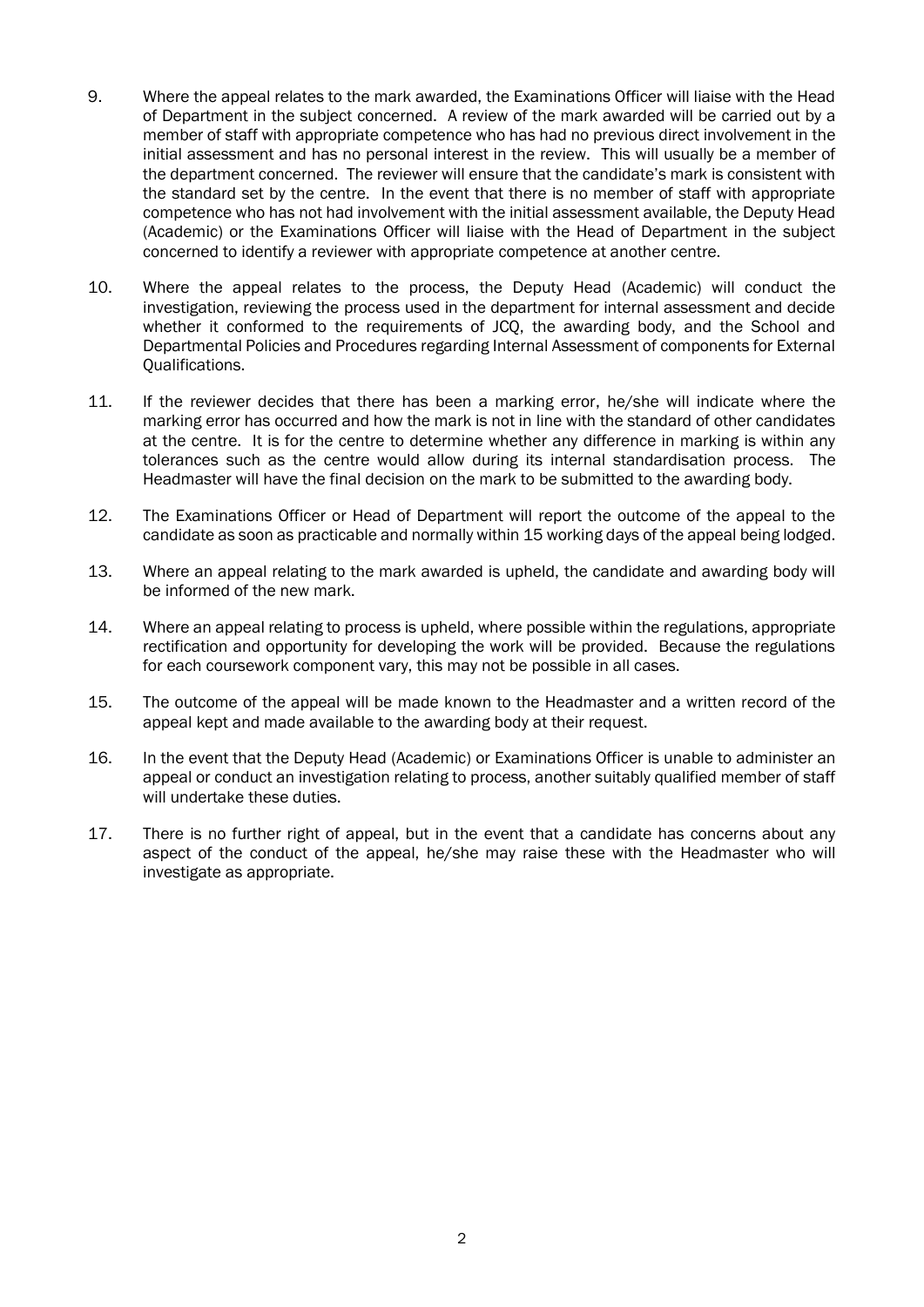9. Where the appeal relates to the mark awarded, the Examinations Officer will liaise with the Head of Department in the subject concerned. A review of the mark awarded will be carried out by a member of staff with appropriate competence who has had no previous direct involvement in the initial assessment and has no personal interest in the review. This will usually be a member of the department concerned. The reviewer will ensure that the candidate's mark is consistent with the standard set by the centre. In the event that there is no member of staff with appropriate competence who has not had involvement with the initial assessment available, the Deputy Head (Academic) or the Examinations Officer will liaise with the Head of Department in the subject concerned to identify a reviewer with appropriate competence at another centre.

10. Where the appeal relates to the process, the Deputy Head (Academic) will conduct the investigation, reviewing the process used in the department for internal assessment and decide whether it conformed to the requirements of JCQ, the awarding body, and the School and Departmental Policies and Procedures regarding Internal Assessment of components for External Qualifications.

11. If the reviewer decides that there has been a marking error, he/she will indicate where the marking error has occurred and how the mark is not in line with the standard of other candidates at the centre. It is for the centre to determine whether any difference in marking is within any tolerances such as the centre would allow during its internal standardisation process. The Headmaster will have the final decision on the mark to be submitted to the awarding body.

12. The Examinations Officer or Head of Department will report the outcome of the appeal to the candidate as soon as practicable and normally within 15 working days of the appeal being lodged.

13. Where an appeal relating to the mark awarded is upheld, the candidate and awarding body will be informed of the new mark.

14. Where an appeal relating to process is upheld, where possible within the regulations, appropriate rectification and opportunity for developing the work will be provided. Because the regulations for each coursework component vary, this may not be possible in all cases.

15. The outcome of the appeal will be made known to the Headmaster and a written record of the appeal kept and made available to the awarding body at their request.

16. In the event that the Deputy Head (Academic) or Examinations Officer is unable to administer an appeal or conduct an investigation relating to process, another suitably qualified member of staff will undertake these duties.

17. There is no further right of appeal, but in the event that a candidate has concerns about any aspect of the conduct of the appeal, he/she may raise these with the Headmaster who will investigate as appropriate.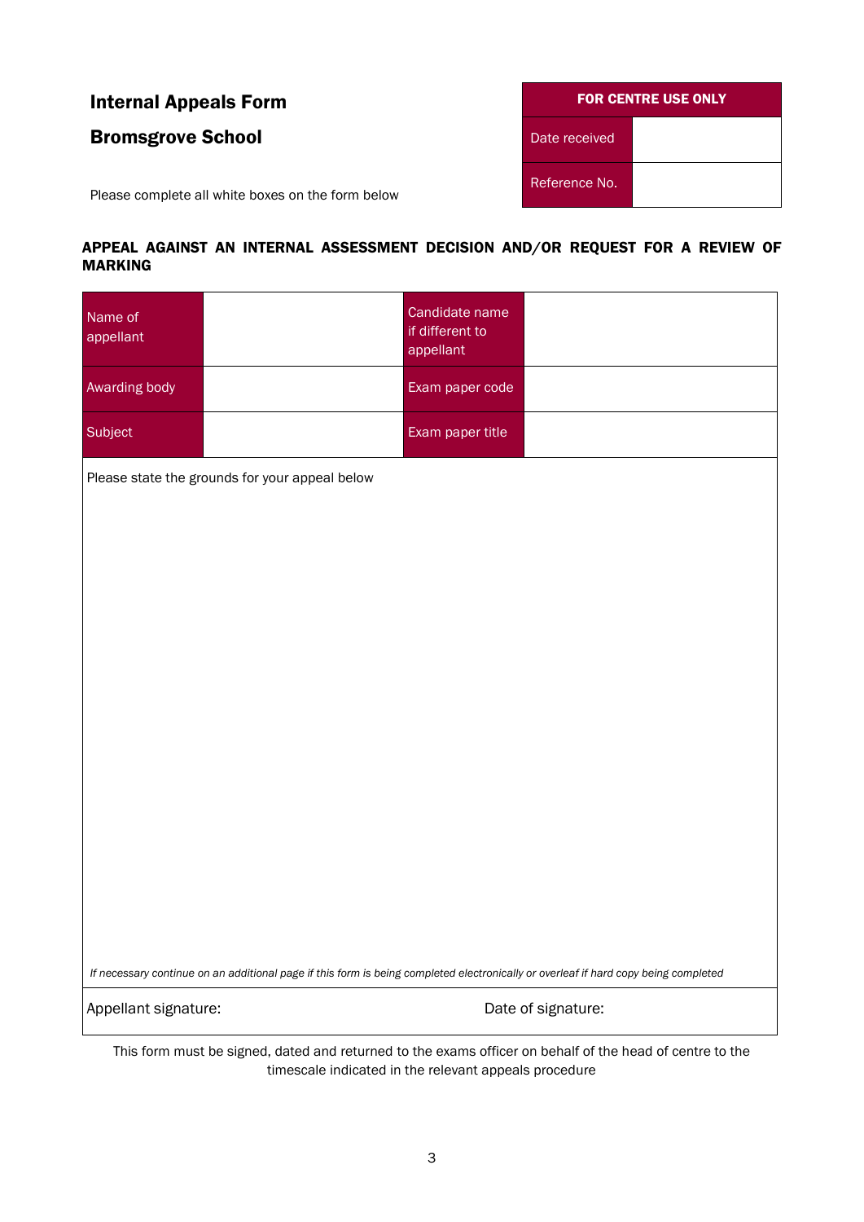## Internal Appeals Form

## Bromsgrove School

| FOR CENTRE USE ONLY | |
|---|---|
| Date received | |
| Reference No. | |

Please complete all white boxes on the form below

### APPEAL AGAINST AN INTERNAL ASSESSMENT DECISION AND/OR REQUEST FOR A REVIEW OF MARKING

| Name of appellant | | Candidate name if different to appellant | |
|---|---|---|---|
| Awarding body | | Exam paper code | |
| Subject | | Exam paper title | |

Please state the grounds for your appeal below

*If necessary continue on an additional page if this form is being completed electronically or overleaf if hard copy being completed*

| Appellant signature: | Date of signature: |
|---|---|

This form must be signed, dated and returned to the exams officer on behalf of the head of centre to the timescale indicated in the relevant appeals procedure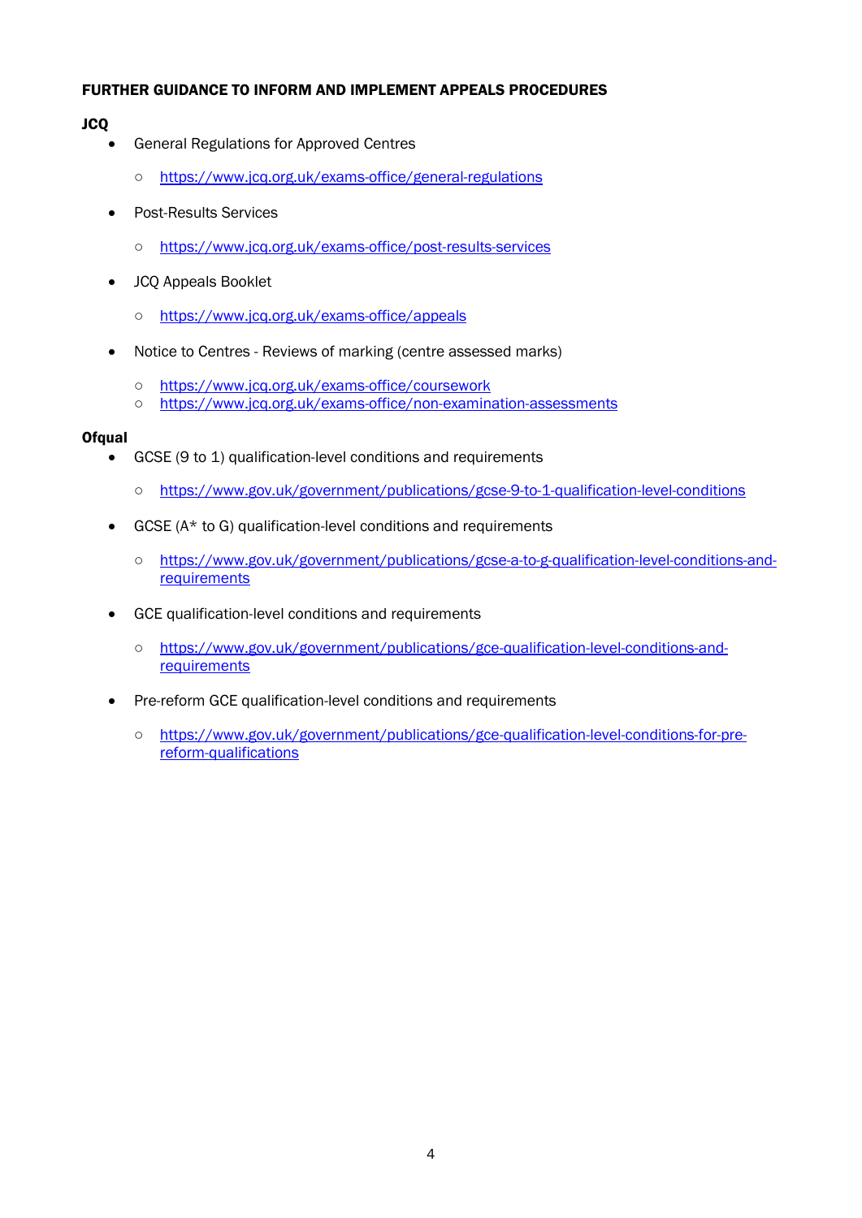**FURTHER GUIDANCE TO INFORM AND IMPLEMENT APPEALS PROCEDURES**

**JCQ**

- General Regulations for Approved Centres
  - https://www.jcq.org.uk/exams-office/general-regulations
- Post-Results Services
  - https://www.jcq.org.uk/exams-office/post-results-services
- JCQ Appeals Booklet
  - https://www.jcq.org.uk/exams-office/appeals
- Notice to Centres - Reviews of marking (centre assessed marks)
  - https://www.jcq.org.uk/exams-office/coursework
  - https://www.jcq.org.uk/exams-office/non-examination-assessments

**Ofqual**

- GCSE (9 to 1) qualification-level conditions and requirements
  - https://www.gov.uk/government/publications/gcse-9-to-1-qualification-level-conditions
- GCSE (A* to G) qualification-level conditions and requirements
  - https://www.gov.uk/government/publications/gcse-a-to-g-qualification-level-conditions-and-requirements
- GCE qualification-level conditions and requirements
  - https://www.gov.uk/government/publications/gce-qualification-level-conditions-and-requirements
- Pre-reform GCE qualification-level conditions and requirements
  - https://www.gov.uk/government/publications/gce-qualification-level-conditions-for-pre-reform-qualifications